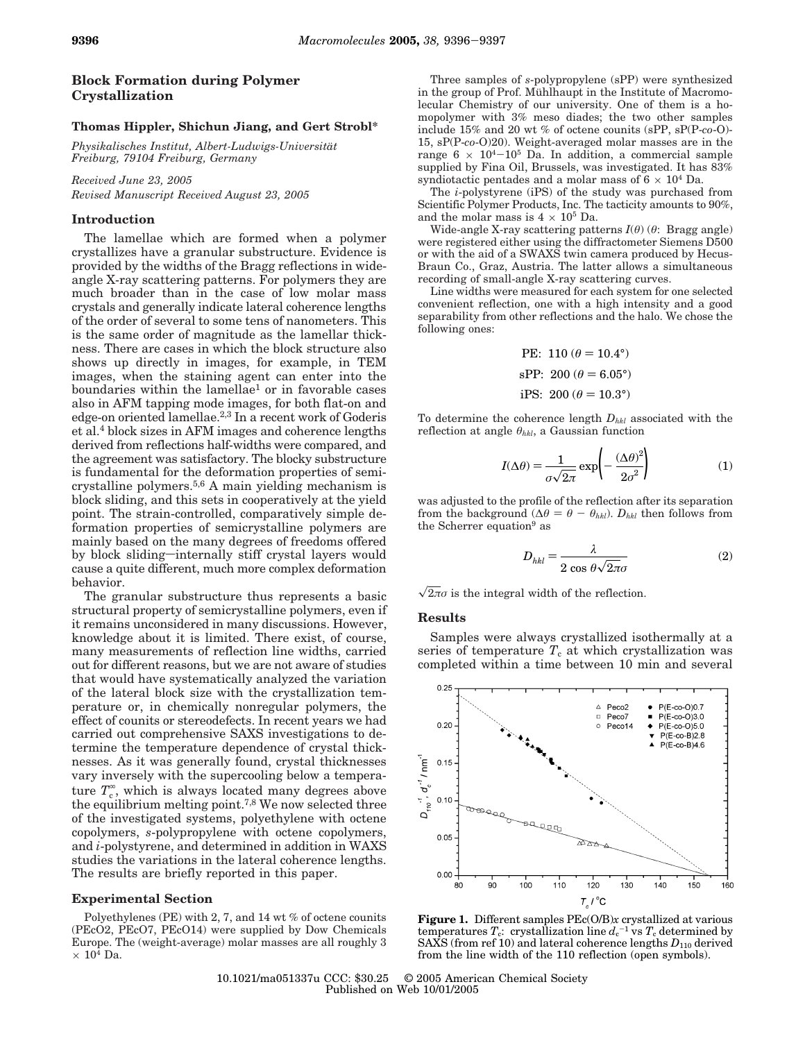# Block Formation during Polymer Crystallization

**Thomas Hippler, Shichun Jiang, and Gert Strobl***

*Physikalisches Institut, Albert-Ludwigs-Universität Freiburg, 79104 Freiburg, Germany*

*Received June 23, 2005*
*Revised Manuscript Received August 23, 2005*

## Introduction

The lamellae which are formed when a polymer crystallizes have a granular substructure. Evidence is provided by the widths of the Bragg reflections in wide-angle X-ray scattering patterns. For polymers they are much broader than in the case of low molar mass crystals and generally indicate lateral coherence lengths of the order of several to some tens of nanometers. This is the same order of magnitude as the lamellar thickness. There are cases in which the block structure also shows up directly in images, for example, in TEM images, when the staining agent can enter into the boundaries within the lamellae[1] or in favorable cases also in AFM tapping mode images, for both flat-on and edge-on oriented lamellae.[2,3] In a recent work of Goderis et al.[4] block sizes in AFM images and coherence lengths derived from reflections half-widths were compared, and the agreement was satisfactory. The blocky substructure is fundamental for the deformation properties of semicrystalline polymers.[5,6] A main yielding mechanism is block sliding, and this sets in cooperatively at the yield point. The strain-controlled, comparatively simple deformation properties of semicrystalline polymers are mainly based on the many degrees of freedoms offered by block sliding—internally stiff crystal layers would cause a quite different, much more complex deformation behavior.

The granular substructure thus represents a basic structural property of semicrystalline polymers, even if it remains unconsidered in many discussions. However, knowledge about it is limited. There exist, of course, many measurements of reflection line widths, carried out for different reasons, but we are not aware of studies that would have systematically analyzed the variation of the lateral block size with the crystallization temperature or, in chemically nonregular polymers, the effect of counits or stereodefects. In recent years we had carried out comprehensive SAXS investigations to determine the temperature dependence of crystal thicknesses. As it was generally found, crystal thicknesses vary inversely with the supercooling below a temperature $T_c^\infty$, which is always located many degrees above the equilibrium melting point.[7,8] We now selected three of the investigated systems, polyethylene with octene copolymers, *s*-polypropylene with octene copolymers, and *i*-polystyrene, and determined in addition in WAXS studies the variations in the lateral coherence lengths. The results are briefly reported in this paper.

## Experimental Section

Polyethylenes (PE) with 2, 7, and 14 wt % of octene counits (PEcO2, PEcO7, PEcO14) were supplied by Dow Chemicals Europe. The (weight-average) molar masses are all roughly $3 \times 10^4$ Da.

Three samples of *s*-polypropylene (sPP) were synthesized in the group of Prof. Mühlhaupt in the Institute of Macromolecular Chemistry of our university. One of them is a homopolymer with 3% meso diades; the two other samples include 15% and 20 wt % of octene counits (sPP, sP(P-*co*-O)15, sP(P-*co*-O)20). Weight-averaged molar masses are in the range $6 \times 10^4$–$10^5$ Da. In addition, a commercial sample supplied by Fina Oil, Brussels, was investigated. It has 83% syndiotactic pentades and a molar mass of $6 \times 10^4$ Da.

The *i*-polystyrene (iPS) of the study was purchased from Scientific Polymer Products, Inc. The tacticity amounts to 90%, and the molar mass is $4 \times 10^5$ Da.

Wide-angle X-ray scattering patterns $I(\theta)$ ($\theta$: Bragg angle) were registered either using the diffractometer Siemens D500 or with the aid of a SWAXS twin camera produced by Hecus-Braun Co., Graz, Austria. The latter allows a simultaneous recording of small-angle X-ray scattering curves.

Line widths were measured for each system for one selected convenient reflection, one with a high intensity and a good separability from other reflections and the halo. We chose the following ones:

PE: 110 ($\theta = 10.4°$)

sPP: 200 ($\theta = 6.05°$)

iPS: 200 ($\theta = 10.3°$)

To determine the coherence length $D_{hkl}$ associated with the reflection at angle $\theta_{hkl}$, a Gaussian function

$$I(\Delta\theta) = \frac{1}{\sigma\sqrt{2\pi}} \exp\left(-\frac{(\Delta\theta)^2}{2\sigma^2}\right) \tag{1}$$

was adjusted to the profile of the reflection after its separation from the background ($\Delta\theta = \theta - \theta_{hkl}$). $D_{hkl}$ then follows from the Scherrer equation[9] as

$$D_{hkl} = \frac{\lambda}{2\cos\theta\sqrt{2\pi}\sigma} \tag{2}$$

$\sqrt{2\pi}\sigma$ is the integral width of the reflection.

## Results

Samples were always crystallized isothermally at a series of temperature $T_c$ at which crystallization was completed within a time between 10 min and several

**Figure 1.** Different samples PEc(O/B)$x$ crystallized at various temperatures $T_c$: crystallization line $d_c^{-1}$ vs $T_c$ determined by SAXS (from ref 10) and lateral coherence lengths $D_{110}$ derived from the line width of the 110 reflection (open symbols).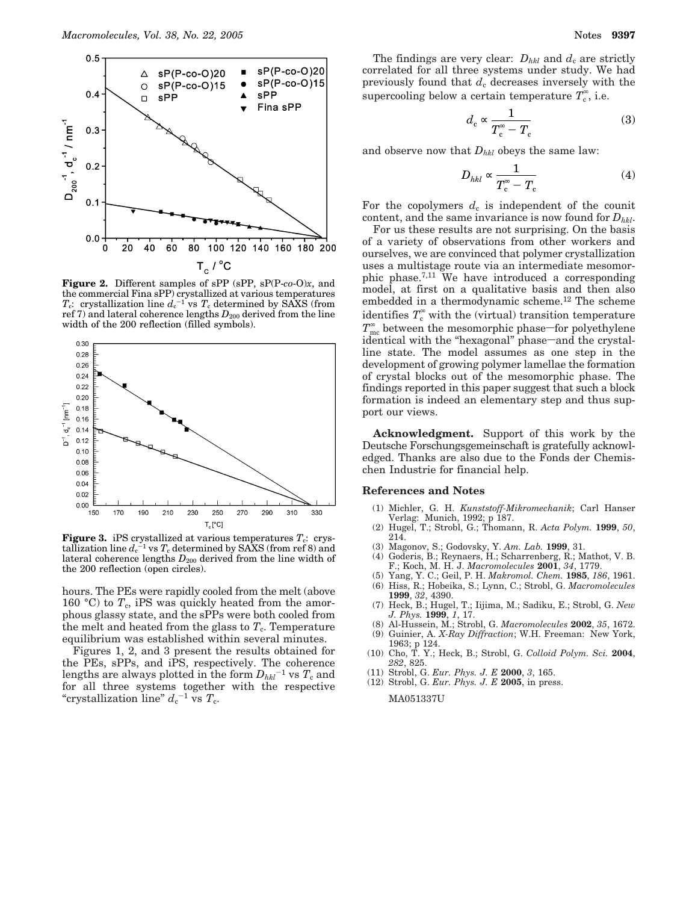0.5
0.4
0.3
0.2
0.1
0.0

$D_{200}^{-1}$, $d_c^{-1}$ / nm$^{-1}$

0 20 40 60 80 100 120 140 160 180 200

$T_c$ / °C

△ sP(P-co-O)20
○ sP(P-co-O)15
□ sPP
■ sP(P-co-O)20
● sP(P-co-O)15
▲ sPP
▼ Fina sPP

**Figure 2.** Different samples of sPP (sPP, sP(P-*co*-O)*x*, and the commercial Fina sPP) crystallized at various temperatures $T_c$: crystallization line $d_c^{-1}$ vs $T_c$ determined by SAXS (from ref 7) and lateral coherence lengths $D_{200}$ derived from the line width of the 200 reflection (filled symbols).

0.30
0.28
0.26
0.24
0.22
0.20
0.18
0.16
0.14
0.12
0.10
0.08
0.06
0.04
0.02
0.00

$D^{-1}$, $d_c^{-1}$ [nm$^{-1}$]

150 170 190 210 230 250 270 290 310 330

$T_c$ [°C]

**Figure 3.** iPS crystallized at various temperatures $T_c$: crystallization line $d_c^{-1}$ vs $T_c$ determined by SAXS (from ref 8) and lateral coherence lengths $D_{200}$ derived from the line width of the 200 reflection (open circles).

hours. The PEs were rapidly cooled from the melt (above 160 °C) to $T_c$, iPS was quickly heated from the amorphous glassy state, and the sPPs were both cooled from the melt and heated from the glass to $T_c$. Temperature equilibrium was established within several minutes.

Figures 1, 2, and 3 present the results obtained for the PEs, sPPs, and iPS, respectively. The coherence lengths are always plotted in the form $D_{hkl}^{-1}$ vs $T_c$ and for all three systems together with the respective "crystallization line" $d_c^{-1}$ vs $T_c$.

The findings are very clear: $D_{hkl}$ and $d_c$ are strictly correlated for all three systems under study. We had previously found that $d_c$ decreases inversely with the supercooling below a certain temperature $T_c^\infty$, i.e.

$$d_c \propto \frac{1}{T_c^\infty - T_c} \tag{3}$$

and observe now that $D_{hkl}$ obeys the same law:

$$D_{hkl} \propto \frac{1}{T_c^\infty - T_c} \tag{4}$$

For the copolymers $d_c$ is independent of the counit content, and the same invariance is now found for $D_{hkl}$.

For us these results are not surprising. On the basis of a variety of observations from other workers and ourselves, we are convinced that polymer crystallization uses a multistage route via an intermediate mesomorphic phase.[7,11] We have introduced a corresponding model, at first on a qualitative basis and then also embedded in a thermodynamic scheme.[12] The scheme identifies $T_c^\infty$ with the (virtual) transition temperature $T_{mc}^\infty$ between the mesomorphic phase—for polyethylene identical with the "hexagonal" phase—and the crystalline state. The model assumes as one step in the development of growing polymer lamellae the formation of crystal blocks out of the mesomorphic phase. The findings reported in this paper suggest that such a block formation is indeed an elementary step and thus support our views.

**Acknowledgment.** Support of this work by the Deutsche Forschungsgemeinschaft is gratefully acknowledged. Thanks are also due to the Fonds der Chemischen Industrie for financial help.

## References and Notes

(1) Michler, G. H. *Kunststoff-Mikromechanik*; Carl Hanser Verlag: Munich, 1992; p 187.
(2) Hugel, T.; Strobl, G.; Thomann, R. *Acta Polym.* **1999**, *50*, 214.
(3) Magonov, S.; Godovsky, Y. *Am. Lab.* **1999**, 31.
(4) Goderis, B.; Reynaers, H.; Scharrenberg, R.; Mathot, V. B. F.; Koch, M. H. J. *Macromolecules* **2001**, *34*, 1779.
(5) Yang, Y. C.; Geil, P. H. *Makromol. Chem.* **1985**, *186*, 1961.
(6) Hiss, R.; Hobeika, S.; Lynn, C.; Strobl, G. *Macromolecules* **1999**, *32*, 4390.
(7) Heck, B.; Hugel, T.; Iijima, M.; Sadiku, E.; Strobl, G. *New J. Phys.* **1999**, *1*, 17.
(8) Al-Hussein, M.; Strobl, G. *Macromolecules* **2002**, *35*, 1672.
(9) Guinier, A. *X-Ray Diffraction*; W.H. Freeman: New York, 1963; p 124.
(10) Cho, T. Y.; Heck, B.; Strobl, G. *Colloid Polym. Sci.* **2004**, *282*, 825.
(11) Strobl, G. *Eur. Phys. J. E* **2000**, *3*, 165.
(12) Strobl, G. *Eur. Phys. J. E* **2005**, in press.

MA051337U